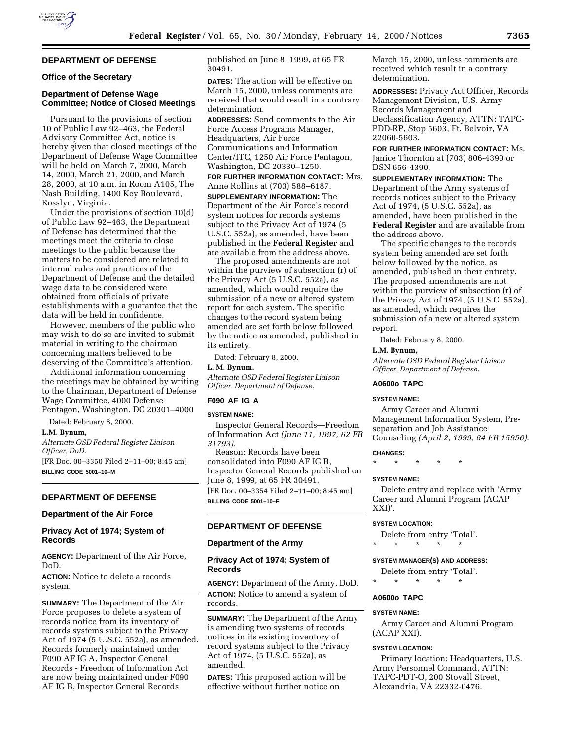## DEPARTMENT OF DEFENSE

### Office of the Secretary

### Department of Defense Wage Committee; Notice of Closed Meetings

Pursuant to the provisions of section 10 of Public Law 92–463, the Federal Advisory Committee Act, notice is hereby given that closed meetings of the Department of Defense Wage Committee will be held on March 7, 2000, March 14, 2000, March 21, 2000, and March 28, 2000, at 10 a.m. in Room A105, The Nash Building, 1400 Key Boulevard, Rosslyn, Virginia.

Under the provisions of section 10(d) of Public Law 92–463, the Department of Defense has determined that the meetings meet the criteria to close meetings to the public because the matters to be considered are related to internal rules and practices of the Department of Defense and the detailed wage data to be considered were obtained from officials of private establishments with a guarantee that the data will be held in confidence.

However, members of the public who may wish to do so are invited to submit material in writing to the chairman concerning matters believed to be deserving of the Committee's attention.

Additional information concerning the meetings may be obtained by writing to the Chairman, Department of Defense Wage Committee, 4000 Defense Pentagon, Washington, DC 20301–4000

Dated: February 8, 2000.

**L.M. Bynum,**

*Alternate OSD Federal Register Liaison Officer, DoD.*

[FR Doc. 00–3350 Filed 2–11–00; 8:45 am]

**BILLING CODE 5001–10–M**

## DEPARTMENT OF DEFENSE

### Department of the Air Force

### Privacy Act of 1974; System of Records

**AGENCY:** Department of the Air Force, DoD.

**ACTION:** Notice to delete a records system.

**SUMMARY:** The Department of the Air Force proposes to delete a system of records notice from its inventory of records systems subject to the Privacy Act of 1974 (5 U.S.C. 552a), as amended. Records formerly maintained under F090 AF IG A, Inspector General Records - Freedom of Information Act are now being maintained under F090 AF IG B, Inspector General Records published on June 8, 1999, at 65 FR 30491.

**DATES:** The action will be effective on March 15, 2000, unless comments are received that would result in a contrary determination.

**ADDRESSES:** Send comments to the Air Force Access Programs Manager, Headquarters, Air Force Communications and Information Center/ITC, 1250 Air Force Pentagon, Washington, DC 20330–1250.

**FOR FURTHER INFORMATION CONTACT:** Mrs. Anne Rollins at (703) 588–6187.

**SUPPLEMENTARY INFORMATION:** The Department of the Air Force's record system notices for records systems subject to the Privacy Act of 1974 (5 U.S.C. 552a), as amended, have been published in the **Federal Register** and are available from the address above.

The proposed amendments are not within the purview of subsection (r) of the Privacy Act (5 U.S.C. 552a), as amended, which would require the submission of a new or altered system report for each system. The specific changes to the record system being amended are set forth below followed by the notice as amended, published in its entirety.

Dated: February 8, 2000.

**L. M. Bynum,**

*Alternate OSD Federal Register Liaison Officer, Department of Defense.*

#### F090 AF IG A

**SYSTEM NAME:**

Inspector General Records—Freedom of Information Act *(June 11, 1997, 62 FR 31793).*

Reason: Records have been consolidated into F090 AF IG B, Inspector General Records published on June 8, 1999, at 65 FR 30491.

[FR Doc. 00–3354 Filed 2–11–00; 8:45 am]

**BILLING CODE 5001–10–F**

## DEPARTMENT OF DEFENSE

### Department of the Army

### Privacy Act of 1974; System of Records

**AGENCY:** Department of the Army, DoD.

**ACTION:** Notice to amend a system of records.

**SUMMARY:** The Department of the Army is amending two systems of records notices in its existing inventory of record systems subject to the Privacy Act of 1974, (5 U.S.C. 552a), as amended.

**DATES:** This proposed action will be effective without further notice on March 15, 2000, unless comments are received which result in a contrary determination.

**ADDRESSES:** Privacy Act Officer, Records Management Division, U.S. Army Records Management and Declassification Agency, ATTN: TAPC-PDD-RP, Stop 5603, Ft. Belvoir, VA 22060-5603.

**FOR FURTHER INFORMATION CONTACT:** Ms. Janice Thornton at (703) 806-4390 or DSN 656-4390.

**SUPPLEMENTARY INFORMATION:** The Department of the Army systems of records notices subject to the Privacy Act of 1974, (5 U.S.C. 552a), as amended, have been published in the **Federal Register** and are available from the address above.

The specific changes to the records system being amended are set forth below followed by the notice, as amended, published in their entirety. The proposed amendments are not within the purview of subsection (r) of the Privacy Act of 1974, (5 U.S.C. 552a), as amended, which requires the submission of a new or altered system report.

Dated: February 8, 2000.

**L.M. Bynum,**

*Alternate OSD Federal Register Liaison Officer, Department of Defense.*

#### A0600o TAPC

**SYSTEM NAME:**

Army Career and Alumni Management Information System, Pre-separation and Job Assistance Counseling *(April 2, 1999, 64 FR 15956).*

**CHANGES:**

\* \* \* \* \*

**SYSTEM NAME:**

Delete entry and replace with 'Army Career and Alumni Program (ACAP XXI)'.

**SYSTEM LOCATION:**

Delete from entry 'Total'.

\* \* \* \* \*

**SYSTEM MANAGER(S) AND ADDRESS:**

Delete from entry 'Total'.

\* \* \* \* \*

#### A0600o TAPC

**SYSTEM NAME:**

Army Career and Alumni Program (ACAP XXI).

**SYSTEM LOCATION:**

Primary location: Headquarters, U.S. Army Personnel Command, ATTN: TAPC-PDT-O, 200 Stovall Street, Alexandria, VA 22332-0476.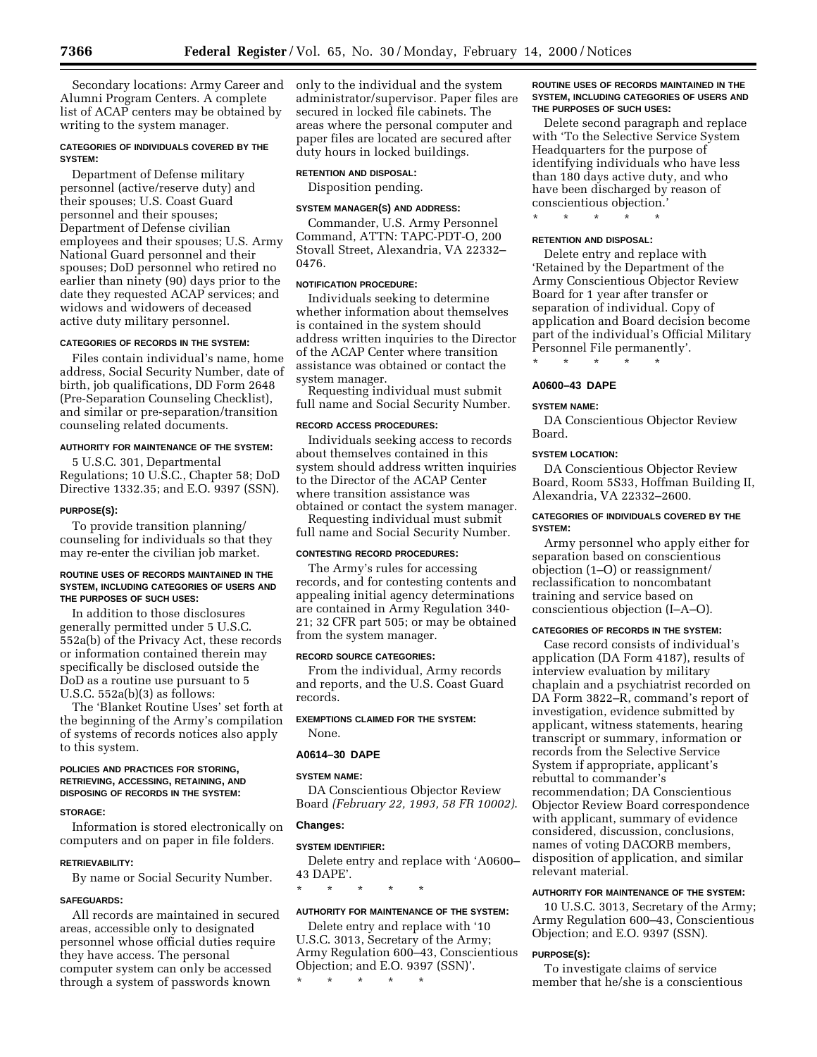Secondary locations: Army Career and Alumni Program Centers. A complete list of ACAP centers may be obtained by writing to the system manager.

#### CATEGORIES OF INDIVIDUALS COVERED BY THE SYSTEM:

Department of Defense military personnel (active/reserve duty) and their spouses; U.S. Coast Guard personnel and their spouses; Department of Defense civilian employees and their spouses; U.S. Army National Guard personnel and their spouses; DoD personnel who retired no earlier than ninety (90) days prior to the date they requested ACAP services; and widows and widowers of deceased active duty military personnel.

#### CATEGORIES OF RECORDS IN THE SYSTEM:

Files contain individual's name, home address, Social Security Number, date of birth, job qualifications, DD Form 2648 (Pre-Separation Counseling Checklist), and similar or pre-separation/transition counseling related documents.

#### AUTHORITY FOR MAINTENANCE OF THE SYSTEM:

5 U.S.C. 301, Departmental Regulations; 10 U.S.C., Chapter 58; DoD Directive 1332.35; and E.O. 9397 (SSN).

#### PURPOSE(S):

To provide transition planning/counseling for individuals so that they may re-enter the civilian job market.

#### ROUTINE USES OF RECORDS MAINTAINED IN THE SYSTEM, INCLUDING CATEGORIES OF USERS AND THE PURPOSES OF SUCH USES:

In addition to those disclosures generally permitted under 5 U.S.C. 552a(b) of the Privacy Act, these records or information contained therein may specifically be disclosed outside the DoD as a routine use pursuant to 5 U.S.C. 552a(b)(3) as follows:

The 'Blanket Routine Uses' set forth at the beginning of the Army's compilation of systems of records notices also apply to this system.

#### POLICIES AND PRACTICES FOR STORING, RETRIEVING, ACCESSING, RETAINING, AND DISPOSING OF RECORDS IN THE SYSTEM:

#### STORAGE:

Information is stored electronically on computers and on paper in file folders.

#### RETRIEVABILITY:

By name or Social Security Number.

#### SAFEGUARDS:

All records are maintained in secured areas, accessible only to designated personnel whose official duties require they have access. The personal computer system can only be accessed through a system of passwords known only to the individual and the system administrator/supervisor. Paper files are secured in locked file cabinets. The areas where the personal computer and paper files are located are secured after duty hours in locked buildings.

#### RETENTION AND DISPOSAL:

Disposition pending.

#### SYSTEM MANAGER(S) AND ADDRESS:

Commander, U.S. Army Personnel Command, ATTN: TAPC-PDT-O, 200 Stovall Street, Alexandria, VA 22332–0476.

#### NOTIFICATION PROCEDURE:

Individuals seeking to determine whether information about themselves is contained in the system should address written inquiries to the Director of the ACAP Center where transition assistance was obtained or contact the system manager.

Requesting individual must submit full name and Social Security Number.

#### RECORD ACCESS PROCEDURES:

Individuals seeking access to records about themselves contained in this system should address written inquiries to the Director of the ACAP Center where transition assistance was obtained or contact the system manager.

Requesting individual must submit full name and Social Security Number.

#### CONTESTING RECORD PROCEDURES:

The Army's rules for accessing records, and for contesting contents and appealing initial agency determinations are contained in Army Regulation 340-21; 32 CFR part 505; or may be obtained from the system manager.

#### RECORD SOURCE CATEGORIES:

From the individual, Army records and reports, and the U.S. Coast Guard records.

#### EXEMPTIONS CLAIMED FOR THE SYSTEM:

None.

### A0614–30 DAPE

#### SYSTEM NAME:

DA Conscientious Objector Review Board *(February 22, 1993, 58 FR 10002)*.

#### Changes:

#### SYSTEM IDENTIFIER:

Delete entry and replace with 'A0600–43 DAPE'.

\* \* \* \* \*

#### AUTHORITY FOR MAINTENANCE OF THE SYSTEM:

Delete entry and replace with '10 U.S.C. 3013, Secretary of the Army; Army Regulation 600–43, Conscientious Objection; and E.O. 9397 (SSN)'.

\* \* \* \* \*

#### ROUTINE USES OF RECORDS MAINTAINED IN THE SYSTEM, INCLUDING CATEGORIES OF USERS AND THE PURPOSES OF SUCH USES:

Delete second paragraph and replace with 'To the Selective Service System Headquarters for the purpose of identifying individuals who have less than 180 days active duty, and who have been discharged by reason of conscientious objection.'

\* \* \* \* \*

#### RETENTION AND DISPOSAL:

Delete entry and replace with 'Retained by the Department of the Army Conscientious Objector Review Board for 1 year after transfer or separation of individual. Copy of application and Board decision become part of the individual's Official Military Personnel File permanently'.

\* \* \* \* \*

### A0600–43 DAPE

#### SYSTEM NAME:

DA Conscientious Objector Review Board.

#### SYSTEM LOCATION:

DA Conscientious Objector Review Board, Room 5S33, Hoffman Building II, Alexandria, VA 22332–2600.

#### CATEGORIES OF INDIVIDUALS COVERED BY THE SYSTEM:

Army personnel who apply either for separation based on conscientious objection (1–O) or reassignment/reclassification to noncombatant training and service based on conscientious objection (I–A–O).

#### CATEGORIES OF RECORDS IN THE SYSTEM:

Case record consists of individual's application (DA Form 4187), results of interview evaluation by military chaplain and a psychiatrist recorded on DA Form 3822–R, command's report of investigation, evidence submitted by applicant, witness statements, hearing transcript or summary, information or records from the Selective Service System if appropriate, applicant's rebuttal to commander's recommendation; DA Conscientious Objector Review Board correspondence with applicant, summary of evidence considered, discussion, conclusions, names of voting DACORB members, disposition of application, and similar relevant material.

#### AUTHORITY FOR MAINTENANCE OF THE SYSTEM:

10 U.S.C. 3013, Secretary of the Army; Army Regulation 600–43, Conscientious Objection; and E.O. 9397 (SSN).

#### PURPOSE(S):

To investigate claims of service member that he/she is a conscientious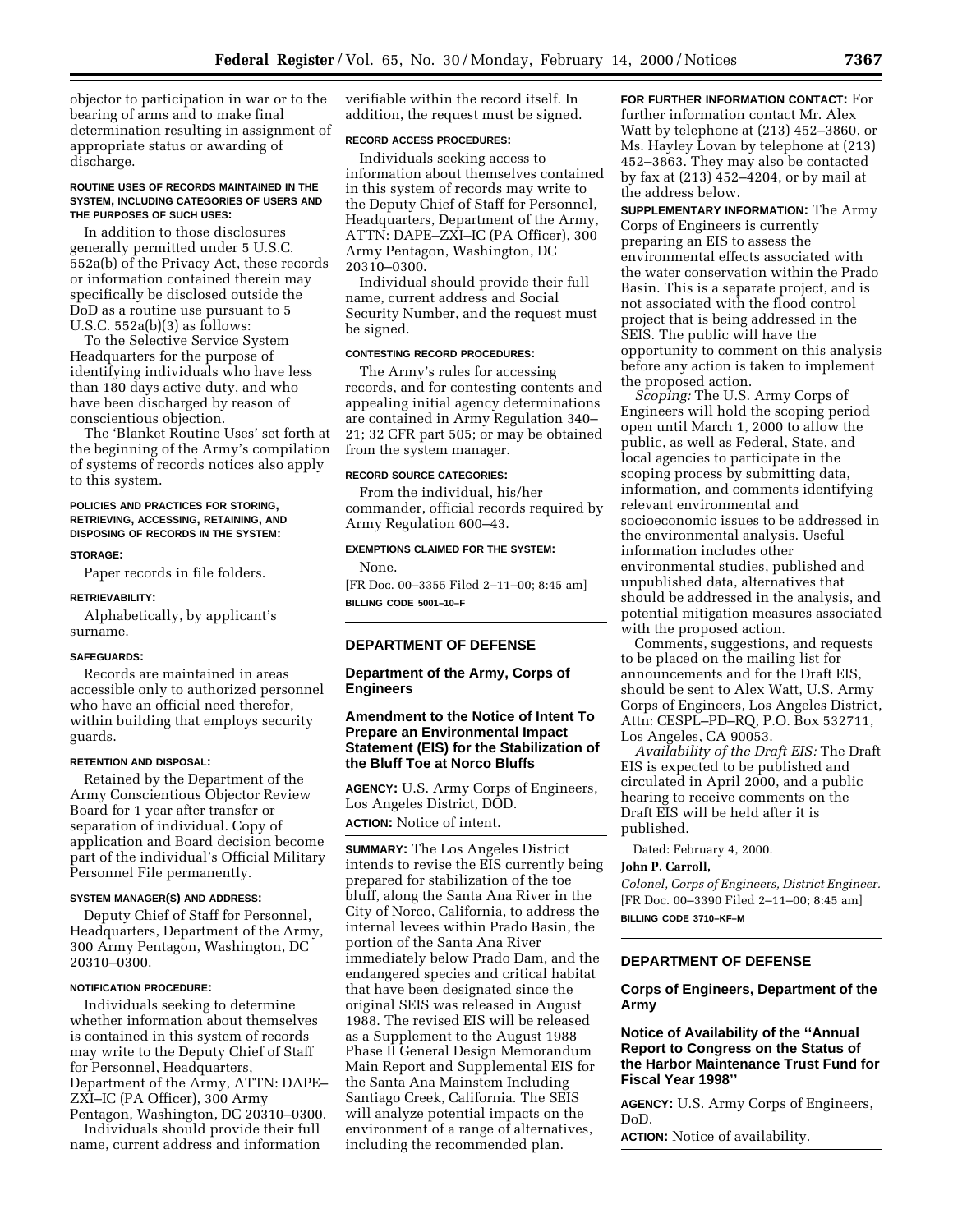objector to participation in war or to the bearing of arms and to make final determination resulting in assignment of appropriate status or awarding of discharge.

**ROUTINE USES OF RECORDS MAINTAINED IN THE SYSTEM, INCLUDING CATEGORIES OF USERS AND THE PURPOSES OF SUCH USES:**

In addition to those disclosures generally permitted under 5 U.S.C. 552a(b) of the Privacy Act, these records or information contained therein may specifically be disclosed outside the DoD as a routine use pursuant to 5 U.S.C. 552a(b)(3) as follows:

To the Selective Service System Headquarters for the purpose of identifying individuals who have less than 180 days active duty, and who have been discharged by reason of conscientious objection.

The 'Blanket Routine Uses' set forth at the beginning of the Army's compilation of systems of records notices also apply to this system.

**POLICIES AND PRACTICES FOR STORING, RETRIEVING, ACCESSING, RETAINING, AND DISPOSING OF RECORDS IN THE SYSTEM:**

**STORAGE:**

Paper records in file folders.

**RETRIEVABILITY:**

Alphabetically, by applicant's surname.

**SAFEGUARDS:**

Records are maintained in areas accessible only to authorized personnel who have an official need therefor, within building that employs security guards.

**RETENTION AND DISPOSAL:**

Retained by the Department of the Army Conscientious Objector Review Board for 1 year after transfer or separation of individual. Copy of application and Board decision become part of the individual's Official Military Personnel File permanently.

**SYSTEM MANAGER(S) AND ADDRESS:**

Deputy Chief of Staff for Personnel, Headquarters, Department of the Army, 300 Army Pentagon, Washington, DC 20310–0300.

**NOTIFICATION PROCEDURE:**

Individuals seeking to determine whether information about themselves is contained in this system of records may write to the Deputy Chief of Staff for Personnel, Headquarters, Department of the Army, ATTN: DAPE–ZXI–IC (PA Officer), 300 Army Pentagon, Washington, DC 20310–0300.

Individuals should provide their full name, current address and information verifiable within the record itself. In addition, the request must be signed.

**RECORD ACCESS PROCEDURES:**

Individuals seeking access to information about themselves contained in this system of records may write to the Deputy Chief of Staff for Personnel, Headquarters, Department of the Army, ATTN: DAPE–ZXI–IC (PA Officer), 300 Army Pentagon, Washington, DC 20310–0300.

Individual should provide their full name, current address and Social Security Number, and the request must be signed.

**CONTESTING RECORD PROCEDURES:**

The Army's rules for accessing records, and for contesting contents and appealing initial agency determinations are contained in Army Regulation 340–21; 32 CFR part 505; or may be obtained from the system manager.

**RECORD SOURCE CATEGORIES:**

From the individual, his/her commander, official records required by Army Regulation 600–43.

**EXEMPTIONS CLAIMED FOR THE SYSTEM:**

None.

[FR Doc. 00–3355 Filed 2–11–00; 8:45 am]

**BILLING CODE 5001–10–F**

## DEPARTMENT OF DEFENSE

### Department of the Army, Corps of Engineers

### Amendment to the Notice of Intent To Prepare an Environmental Impact Statement (EIS) for the Stabilization of the Bluff Toe at Norco Bluffs

**AGENCY:** U.S. Army Corps of Engineers, Los Angeles District, DOD.

**ACTION:** Notice of intent.

**SUMMARY:** The Los Angeles District intends to revise the EIS currently being prepared for stabilization of the toe bluff, along the Santa Ana River in the City of Norco, California, to address the internal levees within Prado Basin, the portion of the Santa Ana River immediately below Prado Dam, and the endangered species and critical habitat that have been designated since the original SEIS was released in August 1988. The revised EIS will be released as a Supplement to the August 1988 Phase II General Design Memorandum Main Report and Supplemental EIS for the Santa Ana Mainstem Including Santiago Creek, California. The SEIS will analyze potential impacts on the environment of a range of alternatives, including the recommended plan.

**FOR FURTHER INFORMATION CONTACT:** For further information contact Mr. Alex Watt by telephone at (213) 452–3860, or Ms. Hayley Lovan by telephone at (213) 452–3863. They may also be contacted by fax at (213) 452–4204, or by mail at the address below.

**SUPPLEMENTARY INFORMATION:** The Army Corps of Engineers is currently preparing an EIS to assess the environmental effects associated with the water conservation within the Prado Basin. This is a separate project, and is not associated with the flood control project that is being addressed in the SEIS. The public will have the opportunity to comment on this analysis before any action is taken to implement the proposed action.

*Scoping:* The U.S. Army Corps of Engineers will hold the scoping period open until March 1, 2000 to allow the public, as well as Federal, State, and local agencies to participate in the scoping process by submitting data, information, and comments identifying relevant environmental and socioeconomic issues to be addressed in the environmental analysis. Useful information includes other environmental studies, published and unpublished data, alternatives that should be addressed in the analysis, and potential mitigation measures associated with the proposed action.

Comments, suggestions, and requests to be placed on the mailing list for announcements and for the Draft EIS, should be sent to Alex Watt, U.S. Army Corps of Engineers, Los Angeles District, Attn: CESPL–PD–RQ, P.O. Box 532711, Los Angeles, CA 90053.

*Availability of the Draft EIS:* The Draft EIS is expected to be published and circulated in April 2000, and a public hearing to receive comments on the Draft EIS will be held after it is published.

Dated: February 4, 2000.

**John P. Carroll,**

*Colonel, Corps of Engineers, District Engineer.*

[FR Doc. 00–3390 Filed 2–11–00; 8:45 am]

**BILLING CODE 3710–KF–M**

## DEPARTMENT OF DEFENSE

### Corps of Engineers, Department of the Army

### Notice of Availability of the ''Annual Report to Congress on the Status of the Harbor Maintenance Trust Fund for Fiscal Year 1998''

**AGENCY:** U.S. Army Corps of Engineers, DoD.

**ACTION:** Notice of availability.